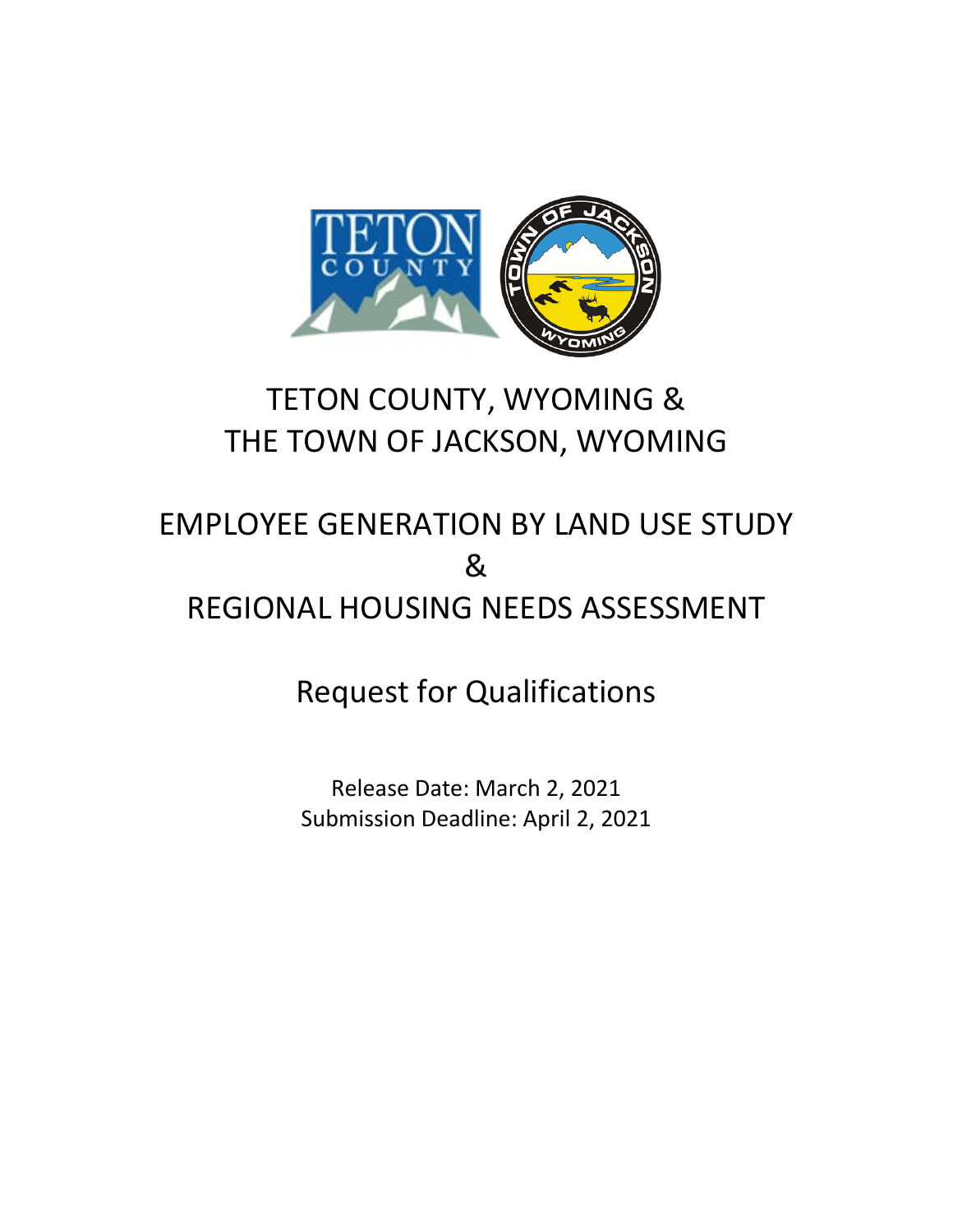# TETON COUNTY, WYOMING & THE TOWN OF JACKSON, WYOMING

## EMPLOYEE GENERATION BY LAND USE STUDY & REGIONAL HOUSING NEEDS ASSESSMENT

## Request for Qualifications

Release Date: March 2, 2021
Submission Deadline: April 2, 2021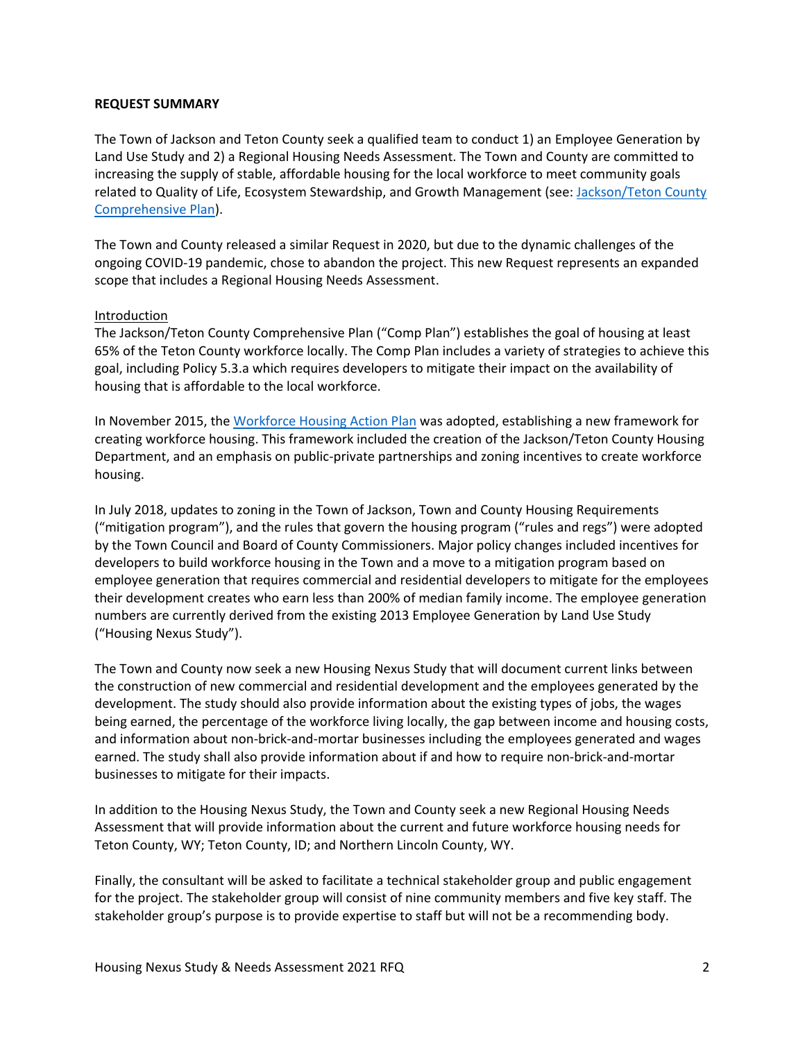**REQUEST SUMMARY**

The Town of Jackson and Teton County seek a qualified team to conduct 1) an Employee Generation by Land Use Study and 2) a Regional Housing Needs Assessment. The Town and County are committed to increasing the supply of stable, affordable housing for the local workforce to meet community goals related to Quality of Life, Ecosystem Stewardship, and Growth Management (see: Jackson/Teton County Comprehensive Plan).

The Town and County released a similar Request in 2020, but due to the dynamic challenges of the ongoing COVID-19 pandemic, chose to abandon the project. This new Request represents an expanded scope that includes a Regional Housing Needs Assessment.

Introduction

The Jackson/Teton County Comprehensive Plan ("Comp Plan") establishes the goal of housing at least 65% of the Teton County workforce locally. The Comp Plan includes a variety of strategies to achieve this goal, including Policy 5.3.a which requires developers to mitigate their impact on the availability of housing that is affordable to the local workforce.

In November 2015, the Workforce Housing Action Plan was adopted, establishing a new framework for creating workforce housing. This framework included the creation of the Jackson/Teton County Housing Department, and an emphasis on public-private partnerships and zoning incentives to create workforce housing.

In July 2018, updates to zoning in the Town of Jackson, Town and County Housing Requirements ("mitigation program"), and the rules that govern the housing program ("rules and regs") were adopted by the Town Council and Board of County Commissioners. Major policy changes included incentives for developers to build workforce housing in the Town and a move to a mitigation program based on employee generation that requires commercial and residential developers to mitigate for the employees their development creates who earn less than 200% of median family income. The employee generation numbers are currently derived from the existing 2013 Employee Generation by Land Use Study ("Housing Nexus Study").

The Town and County now seek a new Housing Nexus Study that will document current links between the construction of new commercial and residential development and the employees generated by the development. The study should also provide information about the existing types of jobs, the wages being earned, the percentage of the workforce living locally, the gap between income and housing costs, and information about non-brick-and-mortar businesses including the employees generated and wages earned. The study shall also provide information about if and how to require non-brick-and-mortar businesses to mitigate for their impacts.

In addition to the Housing Nexus Study, the Town and County seek a new Regional Housing Needs Assessment that will provide information about the current and future workforce housing needs for Teton County, WY; Teton County, ID; and Northern Lincoln County, WY.

Finally, the consultant will be asked to facilitate a technical stakeholder group and public engagement for the project. The stakeholder group will consist of nine community members and five key staff. The stakeholder group's purpose is to provide expertise to staff but will not be a recommending body.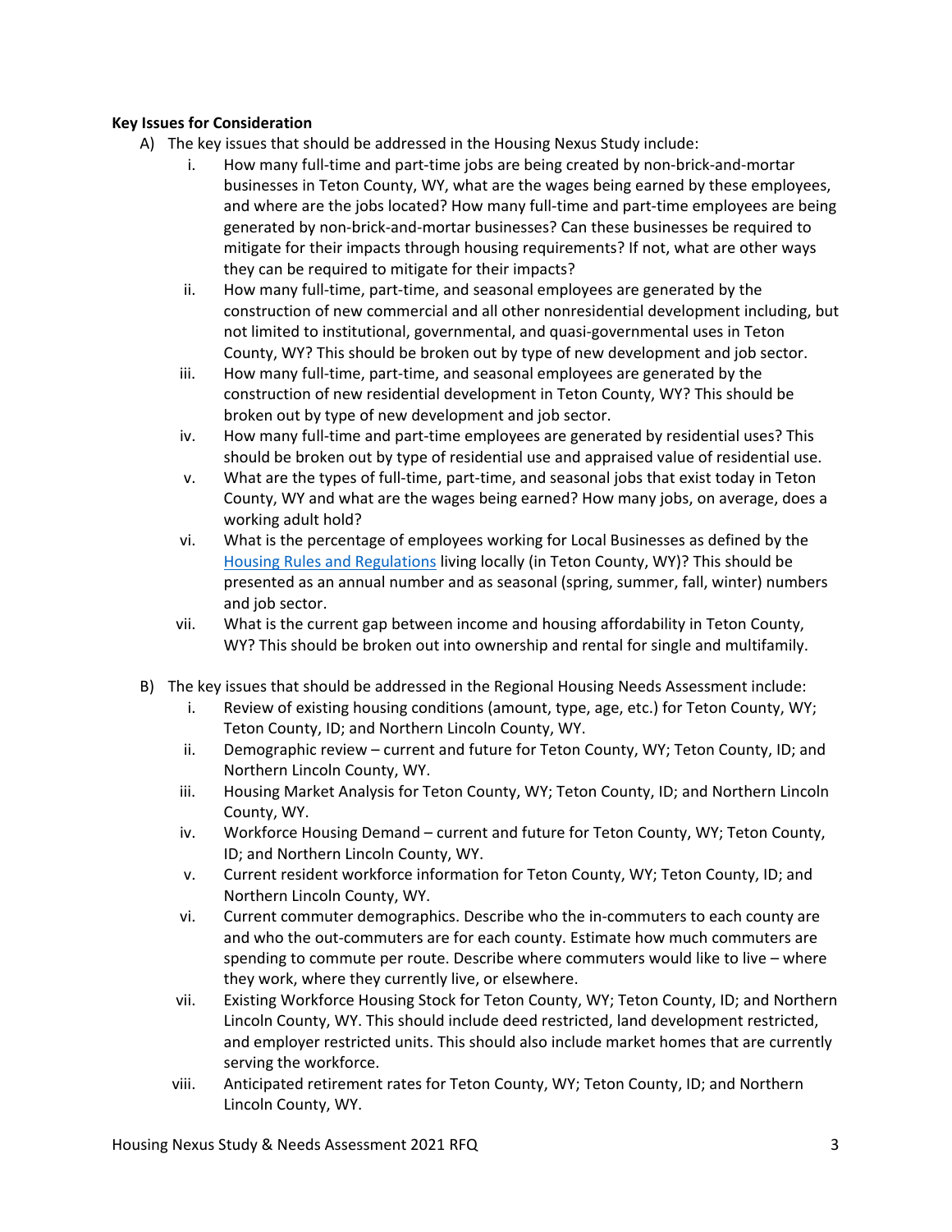**Key Issues for Consideration**

A) The key issues that should be addressed in the Housing Nexus Study include:

   i. How many full-time and part-time jobs are being created by non-brick-and-mortar businesses in Teton County, WY, what are the wages being earned by these employees, and where are the jobs located? How many full-time and part-time employees are being generated by non-brick-and-mortar businesses? Can these businesses be required to mitigate for their impacts through housing requirements? If not, what are other ways they can be required to mitigate for their impacts?

   ii. How many full-time, part-time, and seasonal employees are generated by the construction of new commercial and all other nonresidential development including, but not limited to institutional, governmental, and quasi-governmental uses in Teton County, WY? This should be broken out by type of new development and job sector.

   iii. How many full-time, part-time, and seasonal employees are generated by the construction of new residential development in Teton County, WY? This should be broken out by type of new development and job sector.

   iv. How many full-time and part-time employees are generated by residential uses? This should be broken out by type of residential use and appraised value of residential use.

   v. What are the types of full-time, part-time, and seasonal jobs that exist today in Teton County, WY and what are the wages being earned? How many jobs, on average, does a working adult hold?

   vi. What is the percentage of employees working for Local Businesses as defined by the Housing Rules and Regulations living locally (in Teton County, WY)? This should be presented as an annual number and as seasonal (spring, summer, fall, winter) numbers and job sector.

   vii. What is the current gap between income and housing affordability in Teton County, WY? This should be broken out into ownership and rental for single and multifamily.

B) The key issues that should be addressed in the Regional Housing Needs Assessment include:

   i. Review of existing housing conditions (amount, type, age, etc.) for Teton County, WY; Teton County, ID; and Northern Lincoln County, WY.

   ii. Demographic review – current and future for Teton County, WY; Teton County, ID; and Northern Lincoln County, WY.

   iii. Housing Market Analysis for Teton County, WY; Teton County, ID; and Northern Lincoln County, WY.

   iv. Workforce Housing Demand – current and future for Teton County, WY; Teton County, ID; and Northern Lincoln County, WY.

   v. Current resident workforce information for Teton County, WY; Teton County, ID; and Northern Lincoln County, WY.

   vi. Current commuter demographics. Describe who the in-commuters to each county are and who the out-commuters are for each county. Estimate how much commuters are spending to commute per route. Describe where commuters would like to live – where they work, where they currently live, or elsewhere.

   vii. Existing Workforce Housing Stock for Teton County, WY; Teton County, ID; and Northern Lincoln County, WY. This should include deed restricted, land development restricted, and employer restricted units. This should also include market homes that are currently serving the workforce.

   viii. Anticipated retirement rates for Teton County, WY; Teton County, ID; and Northern Lincoln County, WY.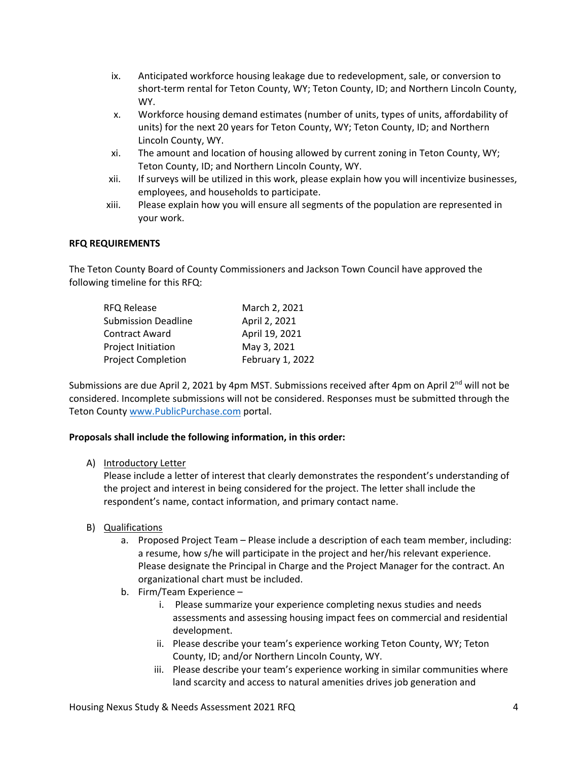ix. Anticipated workforce housing leakage due to redevelopment, sale, or conversion to short-term rental for Teton County, WY; Teton County, ID; and Northern Lincoln County, WY.

x. Workforce housing demand estimates (number of units, types of units, affordability of units) for the next 20 years for Teton County, WY; Teton County, ID; and Northern Lincoln County, WY.

xi. The amount and location of housing allowed by current zoning in Teton County, WY; Teton County, ID; and Northern Lincoln County, WY.

xii. If surveys will be utilized in this work, please explain how you will incentivize businesses, employees, and households to participate.

xiii. Please explain how you will ensure all segments of the population are represented in your work.

**RFQ REQUIREMENTS**

The Teton County Board of County Commissioners and Jackson Town Council have approved the following timeline for this RFQ:

| | |
|---|---|
| RFQ Release | March 2, 2021 |
| Submission Deadline | April 2, 2021 |
| Contract Award | April 19, 2021 |
| Project Initiation | May 3, 2021 |
| Project Completion | February 1, 2022 |

Submissions are due April 2, 2021 by 4pm MST. Submissions received after 4pm on April 2nd will not be considered. Incomplete submissions will not be considered. Responses must be submitted through the Teton County www.PublicPurchase.com portal.

**Proposals shall include the following information, in this order:**

A) Introductory Letter
   Please include a letter of interest that clearly demonstrates the respondent's understanding of the project and interest in being considered for the project. The letter shall include the respondent's name, contact information, and primary contact name.

B) Qualifications
   a. Proposed Project Team – Please include a description of each team member, including: a resume, how s/he will participate in the project and her/his relevant experience. Please designate the Principal in Charge and the Project Manager for the contract. An organizational chart must be included.
   b. Firm/Team Experience –
      i. Please summarize your experience completing nexus studies and needs assessments and assessing housing impact fees on commercial and residential development.
      ii. Please describe your team's experience working Teton County, WY; Teton County, ID; and/or Northern Lincoln County, WY.
      iii. Please describe your team's experience working in similar communities where land scarcity and access to natural amenities drives job generation and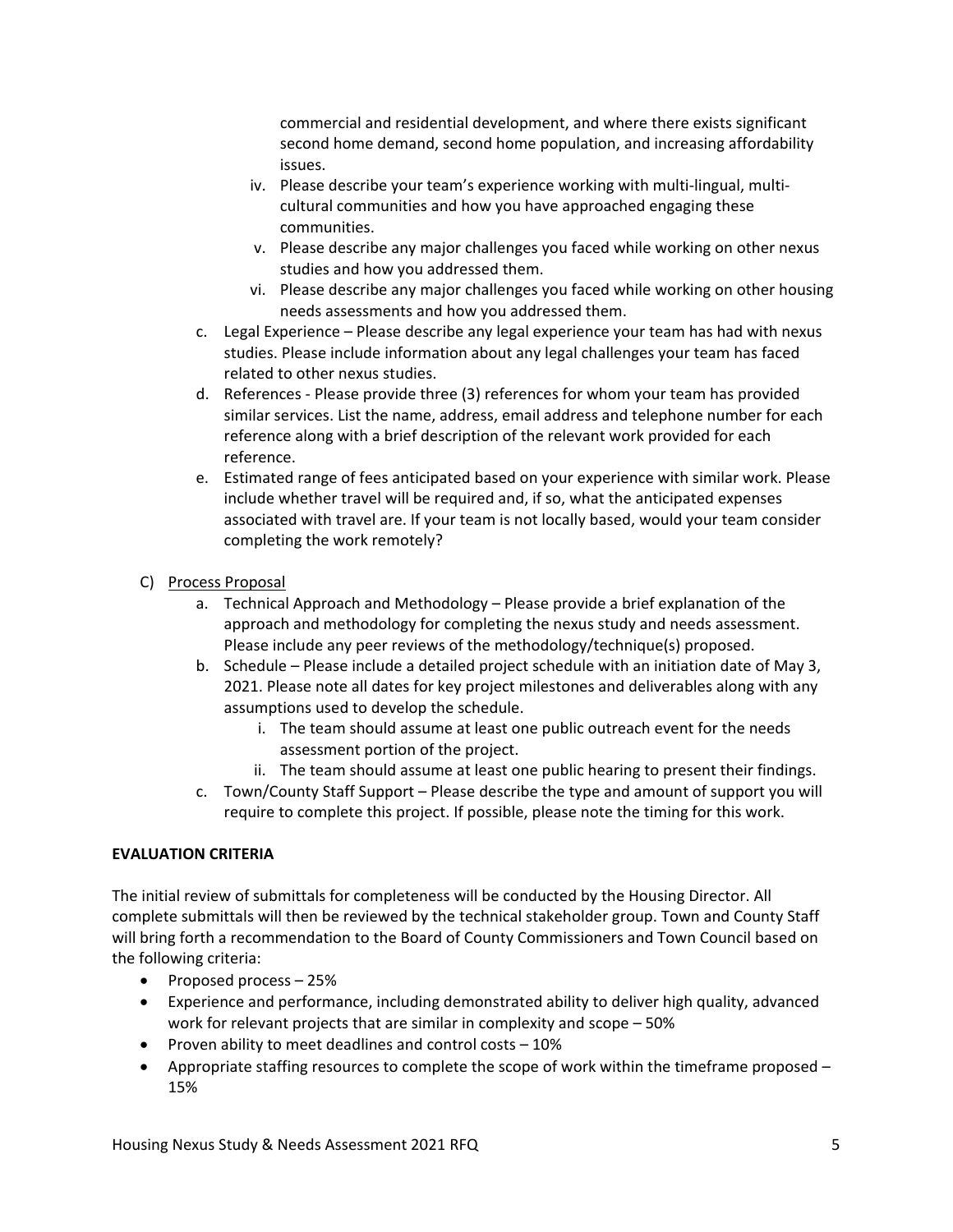commercial and residential development, and where there exists significant second home demand, second home population, and increasing affordability issues.

iv. Please describe your team's experience working with multi-lingual, multi-cultural communities and how you have approached engaging these communities.

v. Please describe any major challenges you faced while working on other nexus studies and how you addressed them.

vi. Please describe any major challenges you faced while working on other housing needs assessments and how you addressed them.

c. Legal Experience – Please describe any legal experience your team has had with nexus studies. Please include information about any legal challenges your team has faced related to other nexus studies.

d. References - Please provide three (3) references for whom your team has provided similar services. List the name, address, email address and telephone number for each reference along with a brief description of the relevant work provided for each reference.

e. Estimated range of fees anticipated based on your experience with similar work. Please include whether travel will be required and, if so, what the anticipated expenses associated with travel are. If your team is not locally based, would your team consider completing the work remotely?

C) Process Proposal

a. Technical Approach and Methodology – Please provide a brief explanation of the approach and methodology for completing the nexus study and needs assessment. Please include any peer reviews of the methodology/technique(s) proposed.

b. Schedule – Please include a detailed project schedule with an initiation date of May 3, 2021. Please note all dates for key project milestones and deliverables along with any assumptions used to develop the schedule.

   i. The team should assume at least one public outreach event for the needs assessment portion of the project.

   ii. The team should assume at least one public hearing to present their findings.

c. Town/County Staff Support – Please describe the type and amount of support you will require to complete this project. If possible, please note the timing for this work.

**EVALUATION CRITERIA**

The initial review of submittals for completeness will be conducted by the Housing Director. All complete submittals will then be reviewed by the technical stakeholder group. Town and County Staff will bring forth a recommendation to the Board of County Commissioners and Town Council based on the following criteria:

- Proposed process – 25%
- Experience and performance, including demonstrated ability to deliver high quality, advanced work for relevant projects that are similar in complexity and scope – 50%
- Proven ability to meet deadlines and control costs – 10%
- Appropriate staffing resources to complete the scope of work within the timeframe proposed – 15%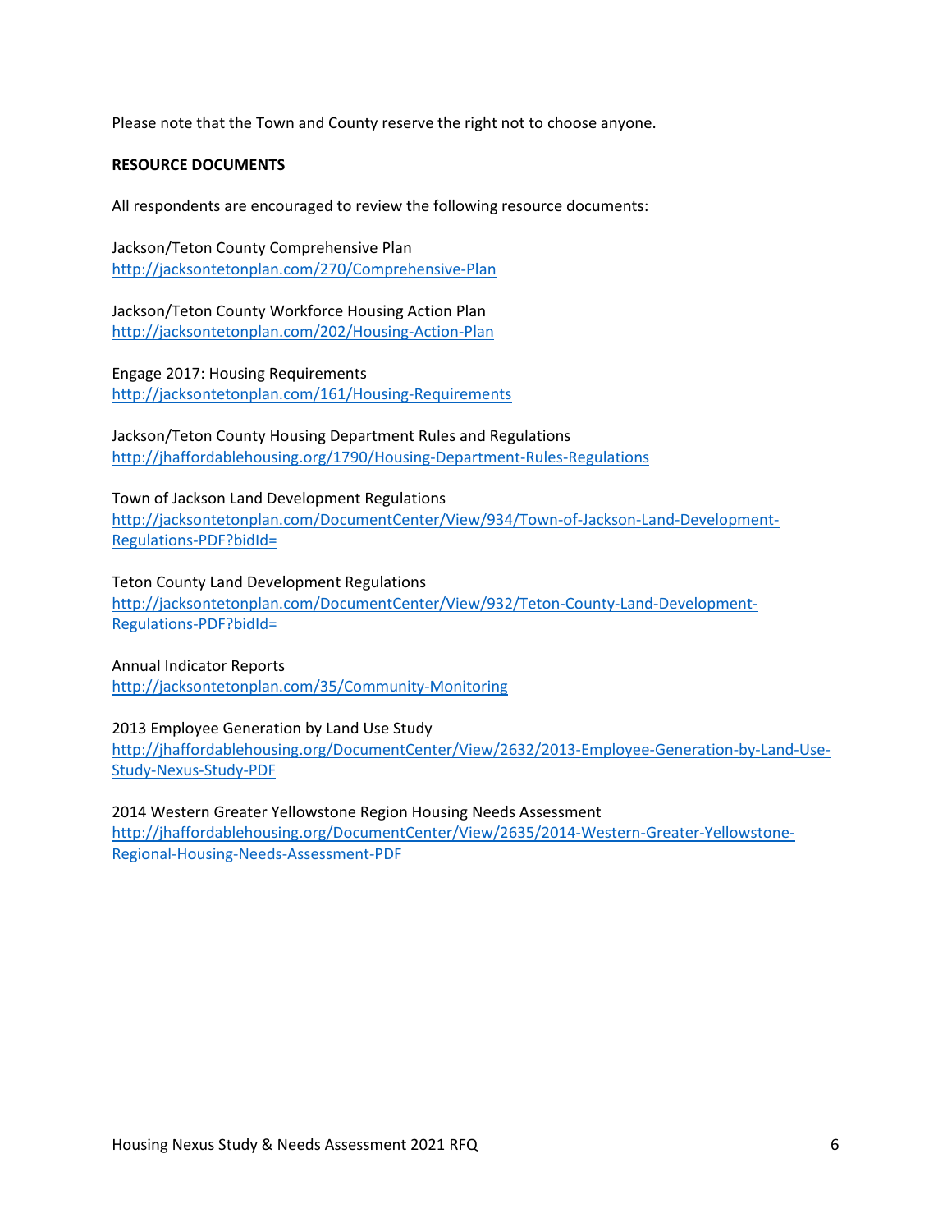Please note that the Town and County reserve the right not to choose anyone.

**RESOURCE DOCUMENTS**

All respondents are encouraged to review the following resource documents:

Jackson/Teton County Comprehensive Plan
http://jacksontetonplan.com/270/Comprehensive-Plan

Jackson/Teton County Workforce Housing Action Plan
http://jacksontetonplan.com/202/Housing-Action-Plan

Engage 2017: Housing Requirements
http://jacksontetonplan.com/161/Housing-Requirements

Jackson/Teton County Housing Department Rules and Regulations
http://jhaffordablehousing.org/1790/Housing-Department-Rules-Regulations

Town of Jackson Land Development Regulations
http://jacksontetonplan.com/DocumentCenter/View/934/Town-of-Jackson-Land-Development-Regulations-PDF?bidId=

Teton County Land Development Regulations
http://jacksontetonplan.com/DocumentCenter/View/932/Teton-County-Land-Development-Regulations-PDF?bidId=

Annual Indicator Reports
http://jacksontetonplan.com/35/Community-Monitoring

2013 Employee Generation by Land Use Study
http://jhaffordablehousing.org/DocumentCenter/View/2632/2013-Employee-Generation-by-Land-Use-Study-Nexus-Study-PDF

2014 Western Greater Yellowstone Region Housing Needs Assessment
http://jhaffordablehousing.org/DocumentCenter/View/2635/2014-Western-Greater-Yellowstone-Regional-Housing-Needs-Assessment-PDF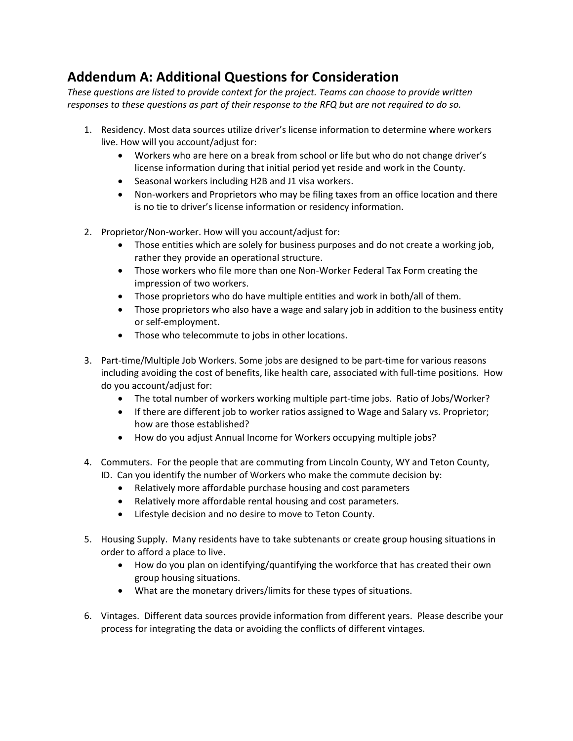## Addendum A: Additional Questions for Consideration

*These questions are listed to provide context for the project. Teams can choose to provide written responses to these questions as part of their response to the RFQ but are not required to do so.*

1. Residency. Most data sources utilize driver's license information to determine where workers live. How will you account/adjust for:
   - Workers who are here on a break from school or life but who do not change driver's license information during that initial period yet reside and work in the County.
   - Seasonal workers including H2B and J1 visa workers.
   - Non-workers and Proprietors who may be filing taxes from an office location and there is no tie to driver's license information or residency information.

2. Proprietor/Non-worker. How will you account/adjust for:
   - Those entities which are solely for business purposes and do not create a working job, rather they provide an operational structure.
   - Those workers who file more than one Non-Worker Federal Tax Form creating the impression of two workers.
   - Those proprietors who do have multiple entities and work in both/all of them.
   - Those proprietors who also have a wage and salary job in addition to the business entity or self-employment.
   - Those who telecommute to jobs in other locations.

3. Part-time/Multiple Job Workers. Some jobs are designed to be part-time for various reasons including avoiding the cost of benefits, like health care, associated with full-time positions. How do you account/adjust for:
   - The total number of workers working multiple part-time jobs. Ratio of Jobs/Worker?
   - If there are different job to worker ratios assigned to Wage and Salary vs. Proprietor; how are those established?
   - How do you adjust Annual Income for Workers occupying multiple jobs?

4. Commuters. For the people that are commuting from Lincoln County, WY and Teton County, ID. Can you identify the number of Workers who make the commute decision by:
   - Relatively more affordable purchase housing and cost parameters
   - Relatively more affordable rental housing and cost parameters.
   - Lifestyle decision and no desire to move to Teton County.

5. Housing Supply. Many residents have to take subtenants or create group housing situations in order to afford a place to live.
   - How do you plan on identifying/quantifying the workforce that has created their own group housing situations.
   - What are the monetary drivers/limits for these types of situations.

6. Vintages. Different data sources provide information from different years. Please describe your process for integrating the data or avoiding the conflicts of different vintages.